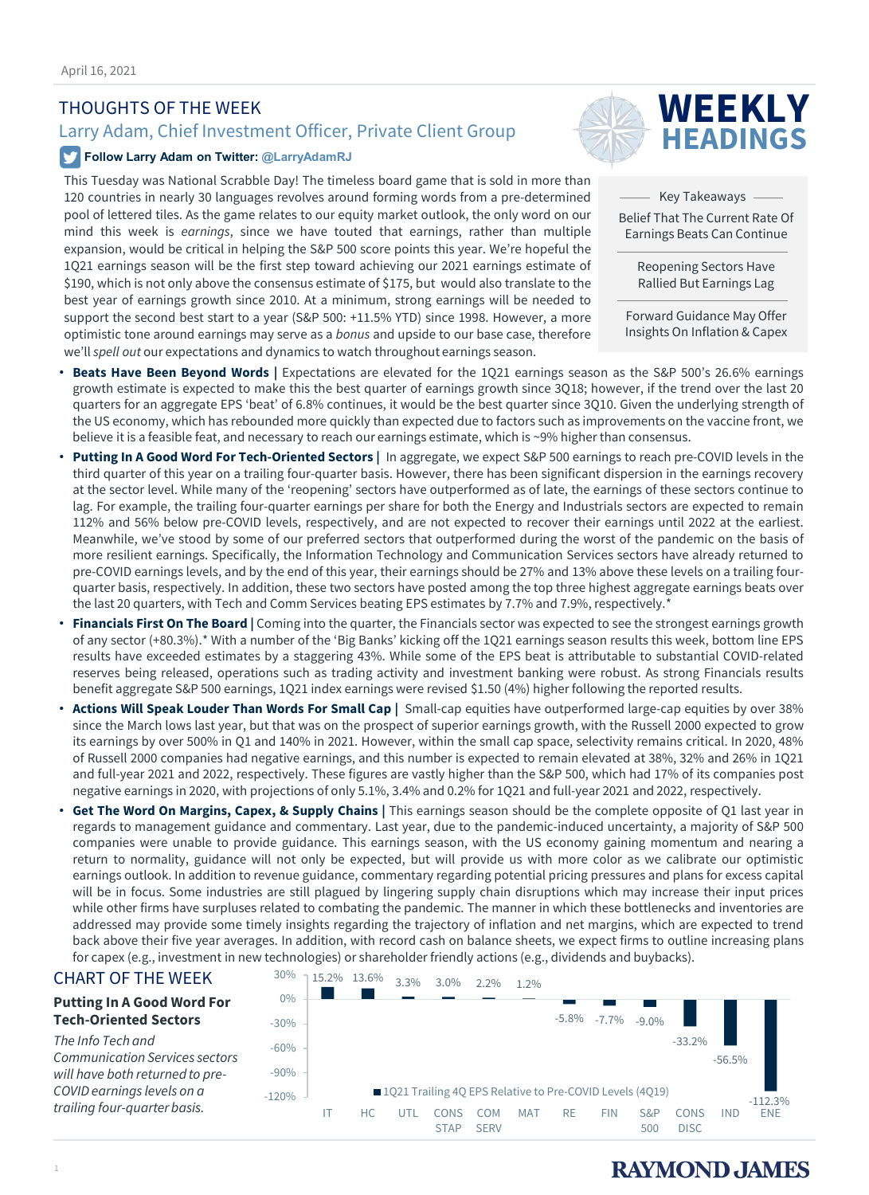April 16, 2021

# THOUGHTS OF THE WEEK

## Larry Adam, Chief Investment Officer, Private Client Group

**Follow Larry Adam on Twitter: @LarryAdamRJ**

# WEEKLY HEADINGS

**Key Takeaways**

- Belief That The Current Rate Of Earnings Beats Can Continue
- Reopening Sectors Have Rallied But Earnings Lag
- Forward Guidance May Offer Insights On Inflation & Capex

This Tuesday was National Scrabble Day! The timeless board game that is sold in more than 120 countries in nearly 30 languages revolves around forming words from a pre-determined pool of lettered tiles. As the game relates to our equity market outlook, the only word on our mind this week is *earnings*, since we have touted that earnings, rather than multiple expansion, would be critical in helping the S&P 500 score points this year. We're hopeful the 1Q21 earnings season will be the first step toward achieving our 2021 earnings estimate of $190, which is not only above the consensus estimate of $175, but would also translate to the best year of earnings growth since 2010. At a minimum, strong earnings will be needed to support the second best start to a year (S&P 500: +11.5% YTD) since 1998. However, a more optimistic tone around earnings may serve as a *bonus* and upside to our base case, therefore we'll *spell out* our expectations and dynamics to watch throughout earnings season.

- **Beats Have Been Beyond Words |** Expectations are elevated for the 1Q21 earnings season as the S&P 500's 26.6% earnings growth estimate is expected to make this the best quarter of earnings growth since 3Q18; however, if the trend over the last 20 quarters for an aggregate EPS 'beat' of 6.8% continues, it would be the best quarter since 3Q10. Given the underlying strength of the US economy, which has rebounded more quickly than expected due to factors such as improvements on the vaccine front, we believe it is a feasible feat, and necessary to reach our earnings estimate, which is ~9% higher than consensus.
- **Putting In A Good Word For Tech-Oriented Sectors |** In aggregate, we expect S&P 500 earnings to reach pre-COVID levels in the third quarter of this year on a trailing four-quarter basis. However, there has been significant dispersion in the earnings recovery at the sector level. While many of the 'reopening' sectors have outperformed as of late, the earnings of these sectors continue to lag. For example, the trailing four-quarter earnings per share for both the Energy and Industrials sectors are expected to remain 112% and 56% below pre-COVID levels, respectively, and are not expected to recover their earnings until 2022 at the earliest. Meanwhile, we've stood by some of our preferred sectors that outperformed during the worst of the pandemic on the basis of more resilient earnings. Specifically, the Information Technology and Communication Services sectors have already returned to pre-COVID earnings levels, and by the end of this year, their earnings should be 27% and 13% above these levels on a trailing four-quarter basis, respectively. In addition, these two sectors have posted among the top three highest aggregate earnings beats over the last 20 quarters, with Tech and Comm Services beating EPS estimates by 7.7% and 7.9%, respectively.*
- **Financials First On The Board |** Coming into the quarter, the Financials sector was expected to see the strongest earnings growth of any sector (+80.3%).* With a number of the 'Big Banks' kicking off the 1Q21 earnings season results this week, bottom line EPS results have exceeded estimates by a staggering 43%. While some of the EPS beat is attributable to substantial COVID-related reserves being released, operations such as trading activity and investment banking were robust. As strong Financials results benefit aggregate S&P 500 earnings, 1Q21 index earnings were revised $1.50 (4%) higher following the reported results.
- **Actions Will Speak Louder Than Words For Small Cap |** Small-cap equities have outperformed large-cap equities by over 38% since the March lows last year, but that was on the prospect of superior earnings growth, with the Russell 2000 expected to grow its earnings by over 500% in Q1 and 140% in 2021. However, within the small cap space, selectivity remains critical. In 2020, 48% of Russell 2000 companies had negative earnings, and this number is expected to remain elevated at 38%, 32% and 26% in 1Q21 and full-year 2021 and 2022, respectively. These figures are vastly higher than the S&P 500, which had 17% of its companies post negative earnings in 2020, with projections of only 5.1%, 3.4% and 0.2% for 1Q21 and full-year 2021 and 2022, respectively.
- **Get The Word On Margins, Capex, & Supply Chains |** This earnings season should be the complete opposite of Q1 last year in regards to management guidance and commentary. Last year, due to the pandemic-induced uncertainty, a majority of S&P 500 companies were unable to provide guidance. This earnings season, with the US economy gaining momentum and nearing a return to normality, guidance will not only be expected, but will provide us with more color as we calibrate our optimistic earnings outlook. In addition to revenue guidance, commentary regarding potential pricing pressures and plans for excess capital will be in focus. Some industries are still plagued by lingering supply chain disruptions which may increase their input prices while other firms have surpluses related to combating the pandemic. The manner in which these bottlenecks and inventories are addressed may provide some timely insights regarding the trajectory of inflation and net margins, which are expected to trend back above their five year averages. In addition, with record cash on balance sheets, we expect firms to outline increasing plans for capex (e.g., investment in new technologies) or shareholder friendly actions (e.g., dividends and buybacks).

## CHART OF THE WEEK

**Putting In A Good Word For Tech-Oriented Sectors**

*The Info Tech and Communication Services sectors will have both returned to pre-COVID earnings levels on a trailing four-quarter basis.*

1Q21 Trailing 4Q EPS Relative to Pre-COVID Levels (4Q19)

| Sector | 1Q21 Trailing 4Q EPS Relative to Pre-COVID Levels (4Q19) |
|---|---|
| IT | 15.2% |
| HC | 13.6% |
| UTL | 3.3% |
| CONS STAP | 3.0% |
| COM SERV | 2.2% |
| MAT | 1.2% |
| RE | -5.8% |
| FIN | -7.7% |
| S&P 500 | -9.0% |
| CONS DISC | -33.2% |
| IND | -56.5% |
| ENE | -112.3% |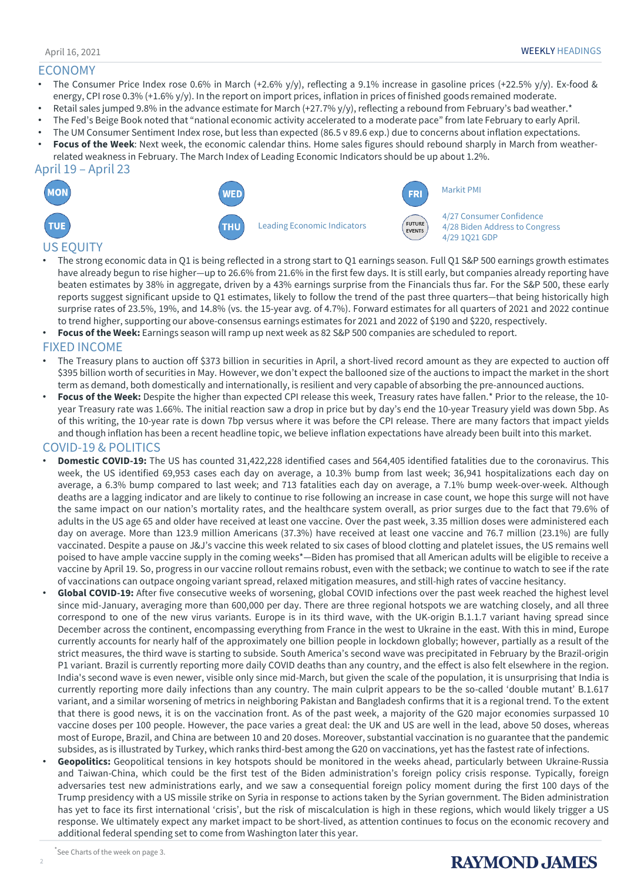## ECONOMY

- The Consumer Price Index rose 0.6% in March (+2.6% y/y), reflecting a 9.1% increase in gasoline prices (+22.5% y/y). Ex-food & energy, CPI rose 0.3% (+1.6% y/y). In the report on import prices, inflation in prices of finished goods remained moderate.
- Retail sales jumped 9.8% in the advance estimate for March (+27.7% y/y), reflecting a rebound from February's bad weather.*
- The Fed's Beige Book noted that "national economic activity accelerated to a moderate pace" from late February to early April.
- The UM Consumer Sentiment Index rose, but less than expected (86.5 v 89.6 exp.) due to concerns about inflation expectations.
- **Focus of the Week**: Next week, the economic calendar thins. Home sales figures should rebound sharply in March from weather-related weakness in February. The March Index of Leading Economic Indicators should be up about 1.2%.

### April 19 – April 23

| Day | Event |
|---|---|
| MON | |
| TUE | |
| WED | |
| THU | Leading Economic Indicators |
| FRI | Markit PMI |
| FUTURE EVENTS | 4/27 Consumer Confidence<br>4/28 Biden Address to Congress<br>4/29 1Q21 GDP |

## US EQUITY

- The strong economic data in Q1 is being reflected in a strong start to Q1 earnings season. Full Q1 S&P 500 earnings growth estimates have already begun to rise higher—up to 26.6% from 21.6% in the first few days. It is still early, but companies already reporting have beaten estimates by 38% in aggregate, driven by a 43% earnings surprise from the Financials thus far. For the S&P 500, these early reports suggest significant upside to Q1 estimates, likely to follow the trend of the past three quarters—that being historically high surprise rates of 23.5%, 19%, and 14.8% (vs. the 15-year avg. of 4.7%). Forward estimates for all quarters of 2021 and 2022 continue to trend higher, supporting our above-consensus earnings estimates for 2021 and 2022 of $190 and $220, respectively.
- **Focus of the Week:** Earnings season will ramp up next week as 82 S&P 500 companies are scheduled to report.

## FIXED INCOME

- The Treasury plans to auction off $373 billion in securities in April, a short-lived record amount as they are expected to auction off $395 billion worth of securities in May. However, we don't expect the ballooned size of the auctions to impact the market in the short term as demand, both domestically and internationally, is resilient and very capable of absorbing the pre-announced auctions.
- **Focus of the Week:** Despite the higher than expected CPI release this week, Treasury rates have fallen.* Prior to the release, the 10-year Treasury rate was 1.66%. The initial reaction saw a drop in price but by day's end the 10-year Treasury yield was down 5bp. As of this writing, the 10-year rate is down 7bp versus where it was before the CPI release. There are many factors that impact yields and though inflation has been a recent headline topic, we believe inflation expectations have already been built into this market.

## COVID-19 & POLITICS

- **Domestic COVID-19:** The US has counted 31,422,228 identified cases and 564,405 identified fatalities due to the coronavirus. This week, the US identified 69,953 cases each day on average, a 10.3% bump from last week; 36,941 hospitalizations each day on average, a 6.3% bump compared to last week; and 713 fatalities each day on average, a 7.1% bump week-over-week. Although deaths are a lagging indicator and are likely to continue to rise following an increase in case count, we hope this surge will not have the same impact on our nation's mortality rates, and the healthcare system overall, as prior surges due to the fact that 79.6% of adults in the US age 65 and older have received at least one vaccine. Over the past week, 3.35 million doses were administered each day on average. More than 123.9 million Americans (37.3%) have received at least one vaccine and 76.7 million (23.1%) are fully vaccinated. Despite a pause on J&J's vaccine this week related to six cases of blood clotting and platelet issues, the US remains well poised to have ample vaccine supply in the coming weeks*—Biden has promised that all American adults will be eligible to receive a vaccine by April 19. So, progress in our vaccine rollout remains robust, even with the setback; we continue to watch to see if the rate of vaccinations can outpace ongoing variant spread, relaxed mitigation measures, and still-high rates of vaccine hesitancy.
- **Global COVID-19:** After five consecutive weeks of worsening, global COVID infections over the past week reached the highest level since mid-January, averaging more than 600,000 per day. There are three regional hotspots we are watching closely, and all three correspond to one of the new virus variants. Europe is in its third wave, with the UK-origin B.1.1.7 variant having spread since December across the continent, encompassing everything from France in the west to Ukraine in the east. With this in mind, Europe currently accounts for nearly half of the approximately one billion people in lockdown globally; however, partially as a result of the strict measures, the third wave is starting to subside. South America's second wave was precipitated in February by the Brazil-origin P1 variant. Brazil is currently reporting more daily COVID deaths than any country, and the effect is also felt elsewhere in the region. India's second wave is even newer, visible only since mid-March, but given the scale of the population, it is unsurprising that India is currently reporting more daily infections than any country. The main culprit appears to be the so-called 'double mutant' B.1.617 variant, and a similar worsening of metrics in neighboring Pakistan and Bangladesh confirms that it is a regional trend. To the extent that there is good news, it is on the vaccination front. As of the past week, a majority of the G20 major economies surpassed 10 vaccine doses per 100 people. However, the pace varies a great deal: the UK and US are well in the lead, above 50 doses, whereas most of Europe, Brazil, and China are between 10 and 20 doses. Moreover, substantial vaccination is no guarantee that the pandemic subsides, as is illustrated by Turkey, which ranks third-best among the G20 on vaccinations, yet has the fastest rate of infections.
- **Geopolitics:** Geopolitical tensions in key hotspots should be monitored in the weeks ahead, particularly between Ukraine-Russia and Taiwan-China, which could be the first test of the Biden administration's foreign policy crisis response. Typically, foreign adversaries test new administrations early, and we saw a consequential foreign policy moment during the first 100 days of the Trump presidency with a US missile strike on Syria in response to actions taken by the Syrian government. The Biden administration has yet to face its first international 'crisis', but the risk of miscalculation is high in these regions, which would likely trigger a US response. We ultimately expect any market impact to be short-lived, as attention continues to focus on the economic recovery and additional federal spending set to come from Washington later this year.

*See Charts of the week on page 3.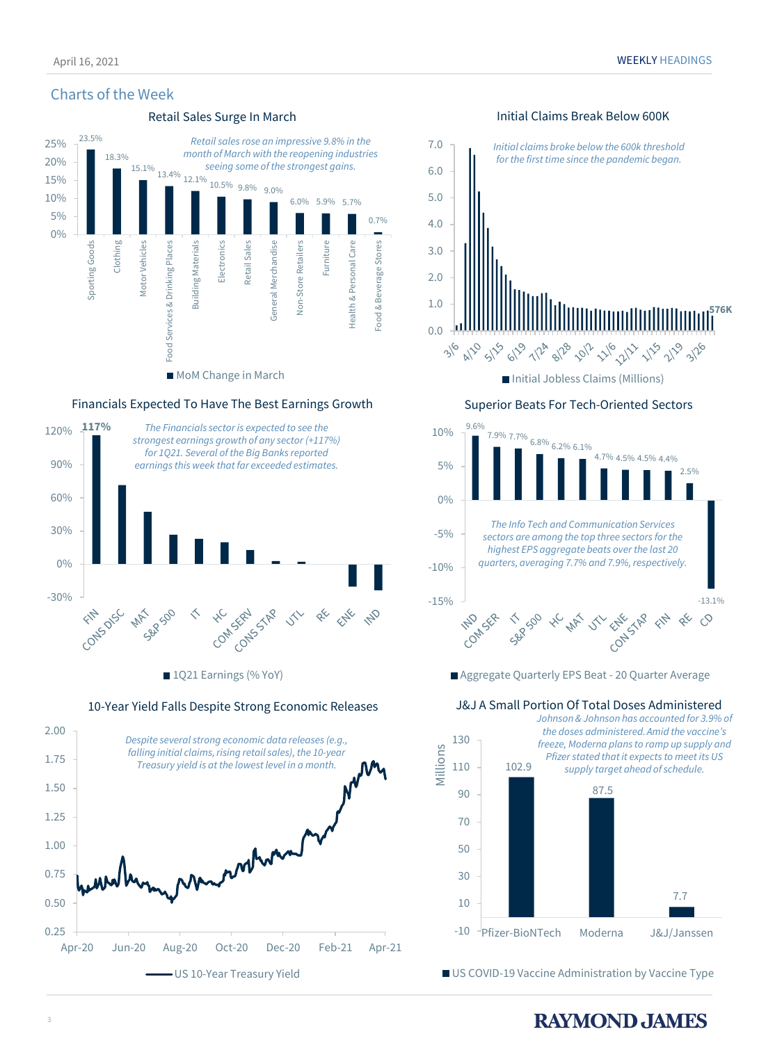## Charts of the Week

### Retail Sales Surge In March

*Retail sales rose an impressive 9.8% in the month of March with the reopening industries seeing some of the strongest gains.*

| Category | MoM Change in March |
|---|---|
| Sporting Goods | 23.5% |
| Clothing | 18.3% |
| Motor Vehicles | 15.1% |
| Food Services & Drinking Places | 13.4% |
| Building Materials | 12.1% |
| Electronics | 10.5% |
| Retail Sales | 9.8% |
| General Merchandise | 9.0% |
| Non-Store Retailers | 6.0% |
| Furniture | 5.9% |
| Health & Personal Care | 5.7% |
| Food & Beverage Stores | 0.7% |

### Initial Claims Break Below 600K

*Initial claims broke below the 600k threshold for the first time since the pandemic began.*

Initial Jobless Claims (Millions) — latest: 576K

### Financials Expected To Have The Best Earnings Growth

*The Financials sector is expected to see the strongest earnings growth of any sector (+117%) for 1Q21. Several of the Big Banks reported earnings this week that far exceeded estimates.*

1Q21 Earnings (% YoY): FIN 117%, followed by CONS DISC, MAT, S&P 500, IT, HC, COM SERV, CONS STAP, UTL, RE, ENE, IND

### Superior Beats For Tech-Oriented Sectors

*The Info Tech and Communication Services sectors are among the top three sectors for the highest EPS aggregate beats over the last 20 quarters, averaging 7.7% and 7.9%, respectively.*

| Sector | Aggregate Quarterly EPS Beat - 20 Quarter Average |
|---|---|
| IND | 9.6% |
| COM SER | 7.9% |
| IT | 7.7% |
| S&P 500 | 6.8% |
| HC | 6.2% |
| MAT | 6.1% |
| UTL | 4.7% |
| ENE | 4.5% |
| CON STAP | 4.5% |
| FIN | 4.4% |
| RE | 2.5% |
| CD | -13.1% |

### 10-Year Yield Falls Despite Strong Economic Releases

*Despite several strong economic data releases (e.g., falling initial claims, rising retail sales), the 10-year Treasury yield is at the lowest level in a month.*

US 10-Year Treasury Yield

### J&J A Small Portion Of Total Doses Administered

*Johnson & Johnson has accounted for 3.9% of the doses administered. Amid the vaccine's freeze, Moderna plans to ramp up supply and Pfizer stated that it expects to meet its US supply target ahead of schedule.*

| Vaccine Type | US COVID-19 Vaccine Administration (Millions) |
|---|---|
| Pfizer-BioNTech | 102.9 |
| Moderna | 87.5 |
| J&J/Janssen | 7.7 |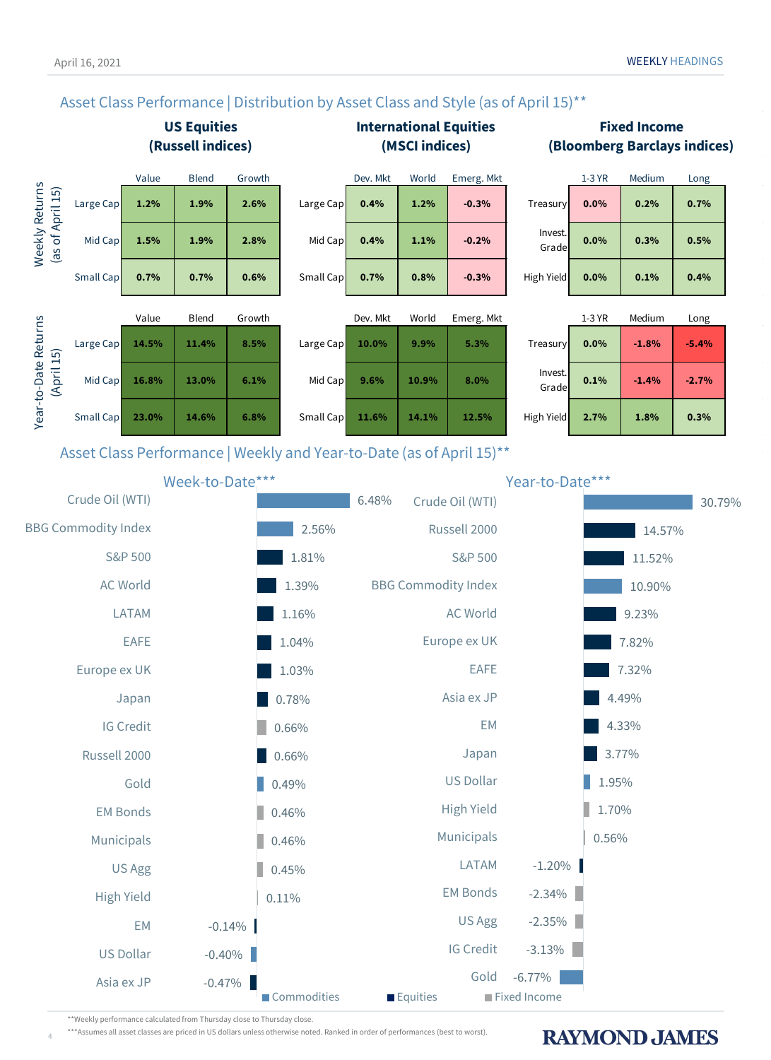## Asset Class Performance | Distribution by Asset Class and Style (as of April 15)**

### Weekly Returns (as of April 15)

**US Equities (Russell indices)**

| | Value | Blend | Growth |
|---|---|---|---|
| Large Cap | 1.2% | 1.9% | 2.6% |
| Mid Cap | 1.5% | 1.9% | 2.8% |
| Small Cap | 0.7% | 0.7% | 0.6% |

**International Equities (MSCI indices)**

| | Dev. Mkt | World | Emerg. Mkt |
|---|---|---|---|
| Large Cap | 0.4% | 1.2% | -0.3% |
| Mid Cap | 0.4% | 1.1% | -0.2% |
| Small Cap | 0.7% | 0.8% | -0.3% |

**Fixed Income (Bloomberg Barclays indices)**

| | 1-3 YR | Medium | Long |
|---|---|---|---|
| Treasury | 0.0% | 0.2% | 0.7% |
| Invest. Grade | 0.0% | 0.3% | 0.5% |
| High Yield | 0.0% | 0.1% | 0.4% |

### Year-to-Date Returns (April 15)

**US Equities (Russell indices)**

| | Value | Blend | Growth |
|---|---|---|---|
| Large Cap | 14.5% | 11.4% | 8.5% |
| Mid Cap | 16.8% | 13.0% | 6.1% |
| Small Cap | 23.0% | 14.6% | 6.8% |

**International Equities (MSCI indices)**

| | Dev. Mkt | World | Emerg. Mkt |
|---|---|---|---|
| Large Cap | 10.0% | 9.9% | 5.3% |
| Mid Cap | 9.6% | 10.9% | 8.0% |
| Small Cap | 11.6% | 14.1% | 12.5% |

**Fixed Income (Bloomberg Barclays indices)**

| | 1-3 YR | Medium | Long |
|---|---|---|---|
| Treasury | 0.0% | -1.8% | -5.4% |
| Invest. Grade | 0.1% | -1.4% | -2.7% |
| High Yield | 2.7% | 1.8% | 0.3% |

## Asset Class Performance | Weekly and Year-to-Date (as of April 15)**

| Week-to-Date*** | | Year-to-Date*** | |
|---|---|---|---|
| Crude Oil (WTI) | 6.48% | Crude Oil (WTI) | 30.79% |
| BBG Commodity Index | 2.56% | Russell 2000 | 14.57% |
| S&P 500 | 1.81% | S&P 500 | 11.52% |
| AC World | 1.39% | BBG Commodity Index | 10.90% |
| LATAM | 1.16% | AC World | 9.23% |
| EAFE | 1.04% | Europe ex UK | 7.82% |
| Europe ex UK | 1.03% | EAFE | 7.32% |
| Japan | 0.78% | Asia ex JP | 4.49% |
| IG Credit | 0.66% | EM | 4.33% |
| Russell 2000 | 0.66% | Japan | 3.77% |
| Gold | 0.49% | US Dollar | 1.95% |
| EM Bonds | 0.46% | High Yield | 1.70% |
| Municipals | 0.46% | Municipals | 0.56% |
| US Agg | 0.45% | LATAM | -1.20% |
| High Yield | 0.11% | EM Bonds | -2.34% |
| EM | -0.14% | US Agg | -2.35% |
| US Dollar | -0.40% | IG Credit | -3.13% |
| Asia ex JP | -0.47% | Gold | -6.77% |

Commodities · Equities · Fixed Income

**Weekly performance calculated from Thursday close to Thursday close.

***Assumes all asset classes are priced in US dollars unless otherwise noted. Ranked in order of performances (best to worst).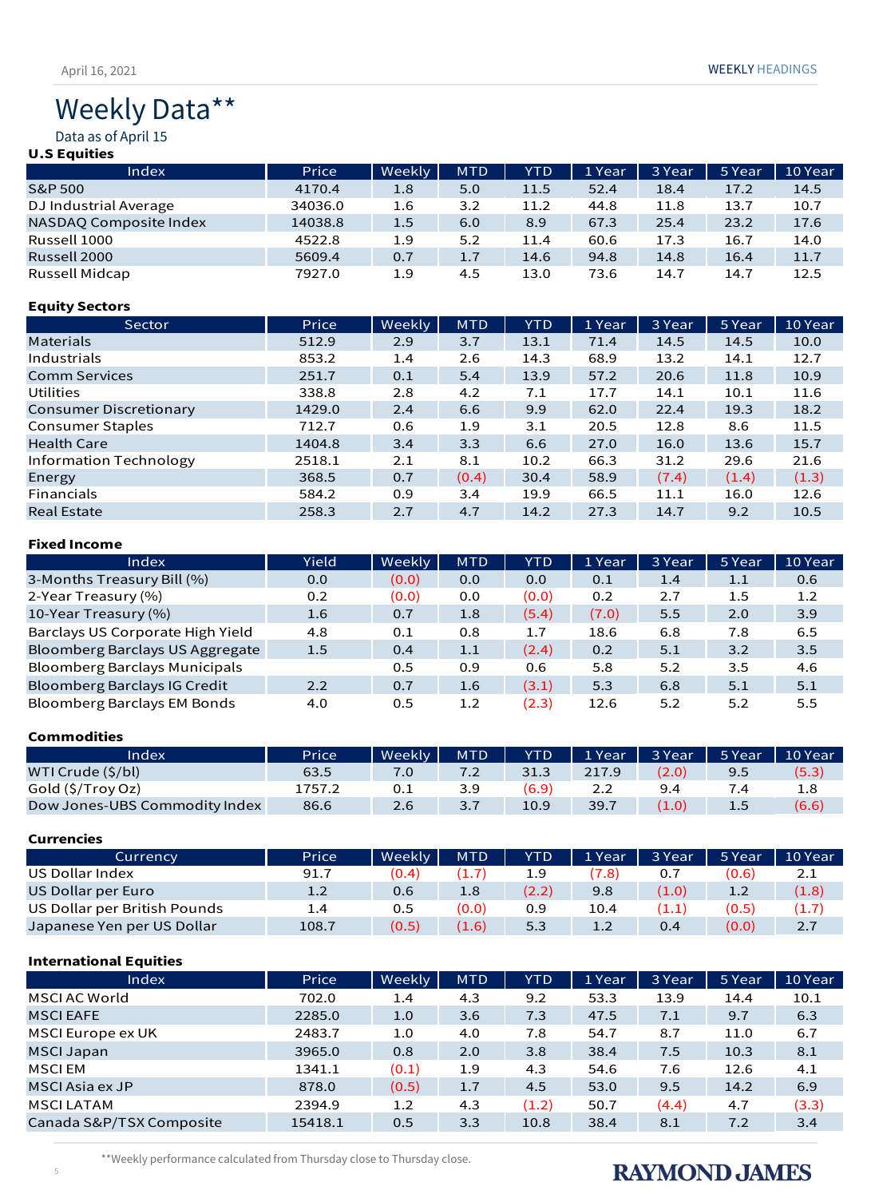# Weekly Data**

Data as of April 15

**U.S Equities**

| Index | Price | Weekly | MTD | YTD | 1 Year | 3 Year | 5 Year | 10 Year |
|---|---|---|---|---|---|---|---|---|
| S&P 500 | 4170.4 | 1.8 | 5.0 | 11.5 | 52.4 | 18.4 | 17.2 | 14.5 |
| DJ Industrial Average | 34036.0 | 1.6 | 3.2 | 11.2 | 44.8 | 11.8 | 13.7 | 10.7 |
| NASDAQ Composite Index | 14038.8 | 1.5 | 6.0 | 8.9 | 67.3 | 25.4 | 23.2 | 17.6 |
| Russell 1000 | 4522.8 | 1.9 | 5.2 | 11.4 | 60.6 | 17.3 | 16.7 | 14.0 |
| Russell 2000 | 5609.4 | 0.7 | 1.7 | 14.6 | 94.8 | 14.8 | 16.4 | 11.7 |
| Russell Midcap | 7927.0 | 1.9 | 4.5 | 13.0 | 73.6 | 14.7 | 14.7 | 12.5 |

**Equity Sectors**

| Sector | Price | Weekly | MTD | YTD | 1 Year | 3 Year | 5 Year | 10 Year |
|---|---|---|---|---|---|---|---|---|
| Materials | 512.9 | 2.9 | 3.7 | 13.1 | 71.4 | 14.5 | 14.5 | 10.0 |
| Industrials | 853.2 | 1.4 | 2.6 | 14.3 | 68.9 | 13.2 | 14.1 | 12.7 |
| Comm Services | 251.7 | 0.1 | 5.4 | 13.9 | 57.2 | 20.6 | 11.8 | 10.9 |
| Utilities | 338.8 | 2.8 | 4.2 | 7.1 | 17.7 | 14.1 | 10.1 | 11.6 |
| Consumer Discretionary | 1429.0 | 2.4 | 6.6 | 9.9 | 62.0 | 22.4 | 19.3 | 18.2 |
| Consumer Staples | 712.7 | 0.6 | 1.9 | 3.1 | 20.5 | 12.8 | 8.6 | 11.5 |
| Health Care | 1404.8 | 3.4 | 3.3 | 6.6 | 27.0 | 16.0 | 13.6 | 15.7 |
| Information Technology | 2518.1 | 2.1 | 8.1 | 10.2 | 66.3 | 31.2 | 29.6 | 21.6 |
| Energy | 368.5 | 0.7 | (0.4) | 30.4 | 58.9 | (7.4) | (1.4) | (1.3) |
| Financials | 584.2 | 0.9 | 3.4 | 19.9 | 66.5 | 11.1 | 16.0 | 12.6 |
| Real Estate | 258.3 | 2.7 | 4.7 | 14.2 | 27.3 | 14.7 | 9.2 | 10.5 |

**Fixed Income**

| Index | Yield | Weekly | MTD | YTD | 1 Year | 3 Year | 5 Year | 10 Year |
|---|---|---|---|---|---|---|---|---|
| 3-Months Treasury Bill (%) | 0.0 | (0.0) | 0.0 | 0.0 | 0.1 | 1.4 | 1.1 | 0.6 |
| 2-Year Treasury (%) | 0.2 | (0.0) | 0.0 | (0.0) | 0.2 | 2.7 | 1.5 | 1.2 |
| 10-Year Treasury (%) | 1.6 | 0.7 | 1.8 | (5.4) | (7.0) | 5.5 | 2.0 | 3.9 |
| Barclays US Corporate High Yield | 4.8 | 0.1 | 0.8 | 1.7 | 18.6 | 6.8 | 7.8 | 6.5 |
| Bloomberg Barclays US Aggregate | 1.5 | 0.4 | 1.1 | (2.4) | 0.2 | 5.1 | 3.2 | 3.5 |
| Bloomberg Barclays Municipals | | 0.5 | 0.9 | 0.6 | 5.8 | 5.2 | 3.5 | 4.6 |
| Bloomberg Barclays IG Credit | 2.2 | 0.7 | 1.6 | (3.1) | 5.3 | 6.8 | 5.1 | 5.1 |
| Bloomberg Barclays EM Bonds | 4.0 | 0.5 | 1.2 | (2.3) | 12.6 | 5.2 | 5.2 | 5.5 |

**Commodities**

| Index | Price | Weekly | MTD | YTD | 1 Year | 3 Year | 5 Year | 10 Year |
|---|---|---|---|---|---|---|---|---|
| WTI Crude ($/bl) | 63.5 | 7.0 | 7.2 | 31.3 | 217.9 | (2.0) | 9.5 | (5.3) |
| Gold ($/Troy Oz) | 1757.2 | 0.1 | 3.9 | (6.9) | 2.2 | 9.4 | 7.4 | 1.8 |
| Dow Jones-UBS Commodity Index | 86.6 | 2.6 | 3.7 | 10.9 | 39.7 | (1.0) | 1.5 | (6.6) |

**Currencies**

| Currency | Price | Weekly | MTD | YTD | 1 Year | 3 Year | 5 Year | 10 Year |
|---|---|---|---|---|---|---|---|---|
| US Dollar Index | 91.7 | (0.4) | (1.7) | 1.9 | (7.8) | 0.7 | (0.6) | 2.1 |
| US Dollar per Euro | 1.2 | 0.6 | 1.8 | (2.2) | 9.8 | (1.0) | 1.2 | (1.8) |
| US Dollar per British Pounds | 1.4 | 0.5 | (0.0) | 0.9 | 10.4 | (1.1) | (0.5) | (1.7) |
| Japanese Yen per US Dollar | 108.7 | (0.5) | (1.6) | 5.3 | 1.2 | 0.4 | (0.0) | 2.7 |

**International Equities**

| Index | Price | Weekly | MTD | YTD | 1 Year | 3 Year | 5 Year | 10 Year |
|---|---|---|---|---|---|---|---|---|
| MSCI AC World | 702.0 | 1.4 | 4.3 | 9.2 | 53.3 | 13.9 | 14.4 | 10.1 |
| MSCI EAFE | 2285.0 | 1.0 | 3.6 | 7.3 | 47.5 | 7.1 | 9.7 | 6.3 |
| MSCI Europe ex UK | 2483.7 | 1.0 | 4.0 | 7.8 | 54.7 | 8.7 | 11.0 | 6.7 |
| MSCI Japan | 3965.0 | 0.8 | 2.0 | 3.8 | 38.4 | 7.5 | 10.3 | 8.1 |
| MSCI EM | 1341.1 | (0.1) | 1.9 | 4.3 | 54.6 | 7.6 | 12.6 | 4.1 |
| MSCI Asia ex JP | 878.0 | (0.5) | 1.7 | 4.5 | 53.0 | 9.5 | 14.2 | 6.9 |
| MSCI LATAM | 2394.9 | 1.2 | 4.3 | (1.2) | 50.7 | (4.4) | 4.7 | (3.3) |
| Canada S&P/TSX Composite | 15418.1 | 0.5 | 3.3 | 10.8 | 38.4 | 8.1 | 7.2 | 3.4 |

**Weekly performance calculated from Thursday close to Thursday close.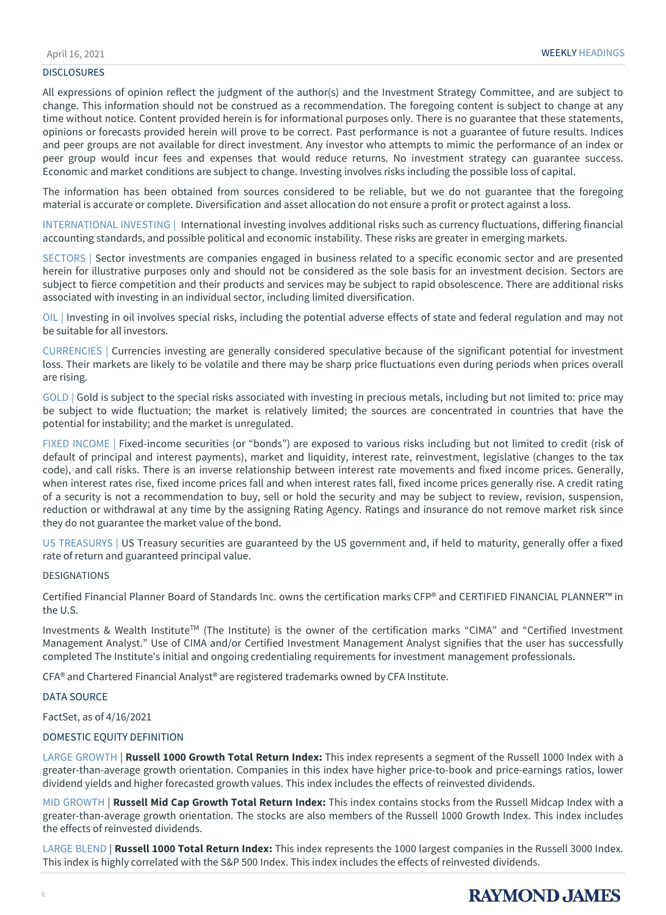## DISCLOSURES

All expressions of opinion reflect the judgment of the author(s) and the Investment Strategy Committee, and are subject to change. This information should not be construed as a recommendation. The foregoing content is subject to change at any time without notice. Content provided herein is for informational purposes only. There is no guarantee that these statements, opinions or forecasts provided herein will prove to be correct. Past performance is not a guarantee of future results. Indices and peer groups are not available for direct investment. Any investor who attempts to mimic the performance of an index or peer group would incur fees and expenses that would reduce returns. No investment strategy can guarantee success. Economic and market conditions are subject to change. Investing involves risks including the possible loss of capital.

The information has been obtained from sources considered to be reliable, but we do not guarantee that the foregoing material is accurate or complete. Diversification and asset allocation do not ensure a profit or protect against a loss.

INTERNATIONAL INVESTING | International investing involves additional risks such as currency fluctuations, differing financial accounting standards, and possible political and economic instability. These risks are greater in emerging markets.

SECTORS | Sector investments are companies engaged in business related to a specific economic sector and are presented herein for illustrative purposes only and should not be considered as the sole basis for an investment decision. Sectors are subject to fierce competition and their products and services may be subject to rapid obsolescence. There are additional risks associated with investing in an individual sector, including limited diversification.

OIL | Investing in oil involves special risks, including the potential adverse effects of state and federal regulation and may not be suitable for all investors.

CURRENCIES | Currencies investing are generally considered speculative because of the significant potential for investment loss. Their markets are likely to be volatile and there may be sharp price fluctuations even during periods when prices overall are rising.

GOLD | Gold is subject to the special risks associated with investing in precious metals, including but not limited to: price may be subject to wide fluctuation; the market is relatively limited; the sources are concentrated in countries that have the potential for instability; and the market is unregulated.

FIXED INCOME | Fixed-income securities (or "bonds") are exposed to various risks including but not limited to credit (risk of default of principal and interest payments), market and liquidity, interest rate, reinvestment, legislative (changes to the tax code), and call risks. There is an inverse relationship between interest rate movements and fixed income prices. Generally, when interest rates rise, fixed income prices fall and when interest rates fall, fixed income prices generally rise. A credit rating of a security is not a recommendation to buy, sell or hold the security and may be subject to review, revision, suspension, reduction or withdrawal at any time by the assigning Rating Agency. Ratings and insurance do not remove market risk since they do not guarantee the market value of the bond.

US TREASURYS | US Treasury securities are guaranteed by the US government and, if held to maturity, generally offer a fixed rate of return and guaranteed principal value.

## DESIGNATIONS

Certified Financial Planner Board of Standards Inc. owns the certification marks CFP® and CERTIFIED FINANCIAL PLANNER™ in the U.S.

Investments & Wealth Institute™ (The Institute) is the owner of the certification marks "CIMA" and "Certified Investment Management Analyst." Use of CIMA and/or Certified Investment Management Analyst signifies that the user has successfully completed The Institute's initial and ongoing credentialing requirements for investment management professionals.

CFA® and Chartered Financial Analyst® are registered trademarks owned by CFA Institute.

## DATA SOURCE

FactSet, as of 4/16/2021

## DOMESTIC EQUITY DEFINITION

LARGE GROWTH | **Russell 1000 Growth Total Return Index:** This index represents a segment of the Russell 1000 Index with a greater-than-average growth orientation. Companies in this index have higher price-to-book and price-earnings ratios, lower dividend yields and higher forecasted growth values. This index includes the effects of reinvested dividends.

MID GROWTH | **Russell Mid Cap Growth Total Return Index:** This index contains stocks from the Russell Midcap Index with a greater-than-average growth orientation. The stocks are also members of the Russell 1000 Growth Index. This index includes the effects of reinvested dividends.

LARGE BLEND | **Russell 1000 Total Return Index:** This index represents the 1000 largest companies in the Russell 3000 Index. This index is highly correlated with the S&P 500 Index. This index includes the effects of reinvested dividends.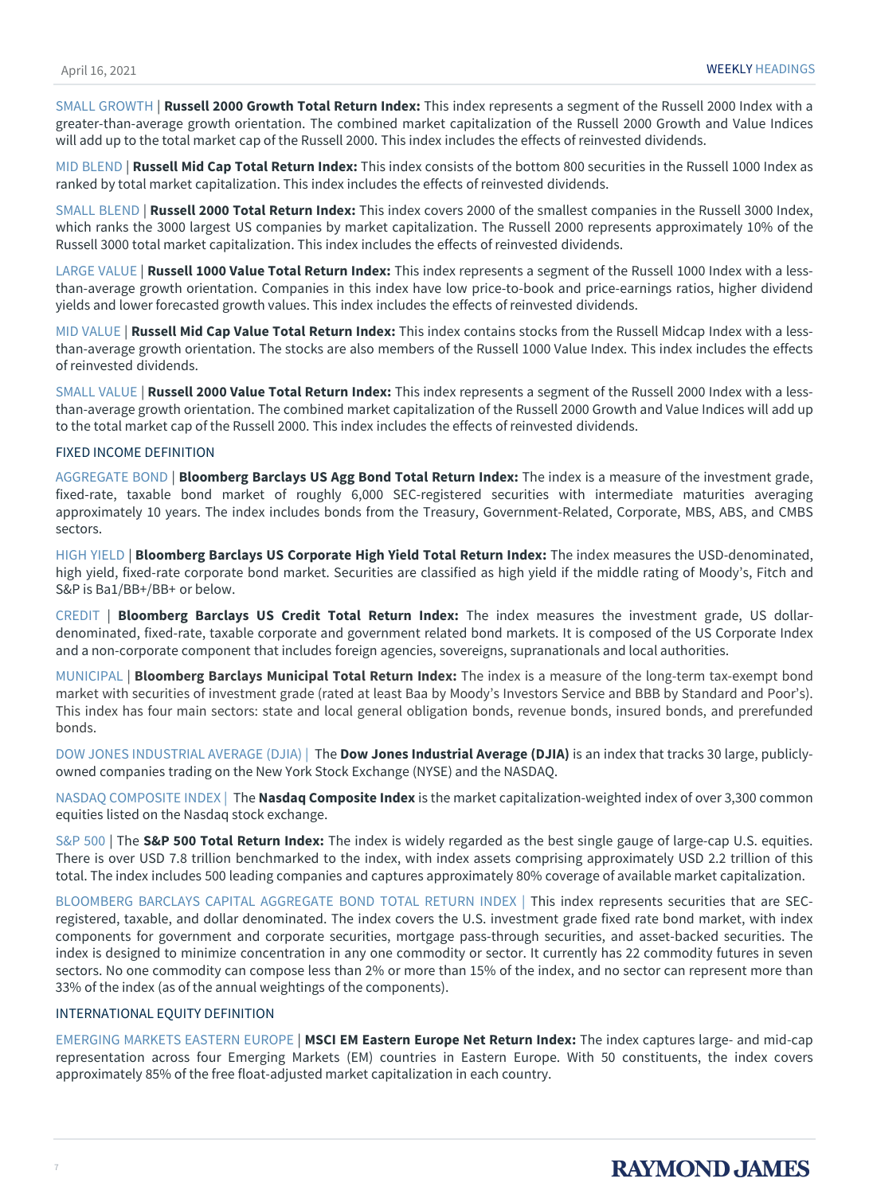SMALL GROWTH | **Russell 2000 Growth Total Return Index:** This index represents a segment of the Russell 2000 Index with a greater-than-average growth orientation. The combined market capitalization of the Russell 2000 Growth and Value Indices will add up to the total market cap of the Russell 2000. This index includes the effects of reinvested dividends.

MID BLEND | **Russell Mid Cap Total Return Index:** This index consists of the bottom 800 securities in the Russell 1000 Index as ranked by total market capitalization. This index includes the effects of reinvested dividends.

SMALL BLEND | **Russell 2000 Total Return Index:** This index covers 2000 of the smallest companies in the Russell 3000 Index, which ranks the 3000 largest US companies by market capitalization. The Russell 2000 represents approximately 10% of the Russell 3000 total market capitalization. This index includes the effects of reinvested dividends.

LARGE VALUE | **Russell 1000 Value Total Return Index:** This index represents a segment of the Russell 1000 Index with a less-than-average growth orientation. Companies in this index have low price-to-book and price-earnings ratios, higher dividend yields and lower forecasted growth values. This index includes the effects of reinvested dividends.

MID VALUE | **Russell Mid Cap Value Total Return Index:** This index contains stocks from the Russell Midcap Index with a less-than-average growth orientation. The stocks are also members of the Russell 1000 Value Index. This index includes the effects of reinvested dividends.

SMALL VALUE | **Russell 2000 Value Total Return Index:** This index represents a segment of the Russell 2000 Index with a less-than-average growth orientation. The combined market capitalization of the Russell 2000 Growth and Value Indices will add up to the total market cap of the Russell 2000. This index includes the effects of reinvested dividends.

## FIXED INCOME DEFINITION

AGGREGATE BOND | **Bloomberg Barclays US Agg Bond Total Return Index:** The index is a measure of the investment grade, fixed-rate, taxable bond market of roughly 6,000 SEC-registered securities with intermediate maturities averaging approximately 10 years. The index includes bonds from the Treasury, Government-Related, Corporate, MBS, ABS, and CMBS sectors.

HIGH YIELD | **Bloomberg Barclays US Corporate High Yield Total Return Index:** The index measures the USD-denominated, high yield, fixed-rate corporate bond market. Securities are classified as high yield if the middle rating of Moody's, Fitch and S&P is Ba1/BB+/BB+ or below.

CREDIT | **Bloomberg Barclays US Credit Total Return Index:** The index measures the investment grade, US dollar-denominated, fixed-rate, taxable corporate and government related bond markets. It is composed of the US Corporate Index and a non-corporate component that includes foreign agencies, sovereigns, supranationals and local authorities.

MUNICIPAL | **Bloomberg Barclays Municipal Total Return Index:** The index is a measure of the long-term tax-exempt bond market with securities of investment grade (rated at least Baa by Moody's Investors Service and BBB by Standard and Poor's). This index has four main sectors: state and local general obligation bonds, revenue bonds, insured bonds, and prerefunded bonds.

DOW JONES INDUSTRIAL AVERAGE (DJIA) | The **Dow Jones Industrial Average (DJIA)** is an index that tracks 30 large, publicly-owned companies trading on the New York Stock Exchange (NYSE) and the NASDAQ.

NASDAQ COMPOSITE INDEX | The **Nasdaq Composite Index** is the market capitalization-weighted index of over 3,300 common equities listed on the Nasdaq stock exchange.

S&P 500 | The **S&P 500 Total Return Index:** The index is widely regarded as the best single gauge of large-cap U.S. equities. There is over USD 7.8 trillion benchmarked to the index, with index assets comprising approximately USD 2.2 trillion of this total. The index includes 500 leading companies and captures approximately 80% coverage of available market capitalization.

BLOOMBERG BARCLAYS CAPITAL AGGREGATE BOND TOTAL RETURN INDEX | This index represents securities that are SEC-registered, taxable, and dollar denominated. The index covers the U.S. investment grade fixed rate bond market, with index components for government and corporate securities, mortgage pass-through securities, and asset-backed securities. The index is designed to minimize concentration in any one commodity or sector. It currently has 22 commodity futures in seven sectors. No one commodity can compose less than 2% or more than 15% of the index, and no sector can represent more than 33% of the index (as of the annual weightings of the components).

## INTERNATIONAL EQUITY DEFINITION

EMERGING MARKETS EASTERN EUROPE | **MSCI EM Eastern Europe Net Return Index:** The index captures large- and mid-cap representation across four Emerging Markets (EM) countries in Eastern Europe. With 50 constituents, the index covers approximately 85% of the free float-adjusted market capitalization in each country.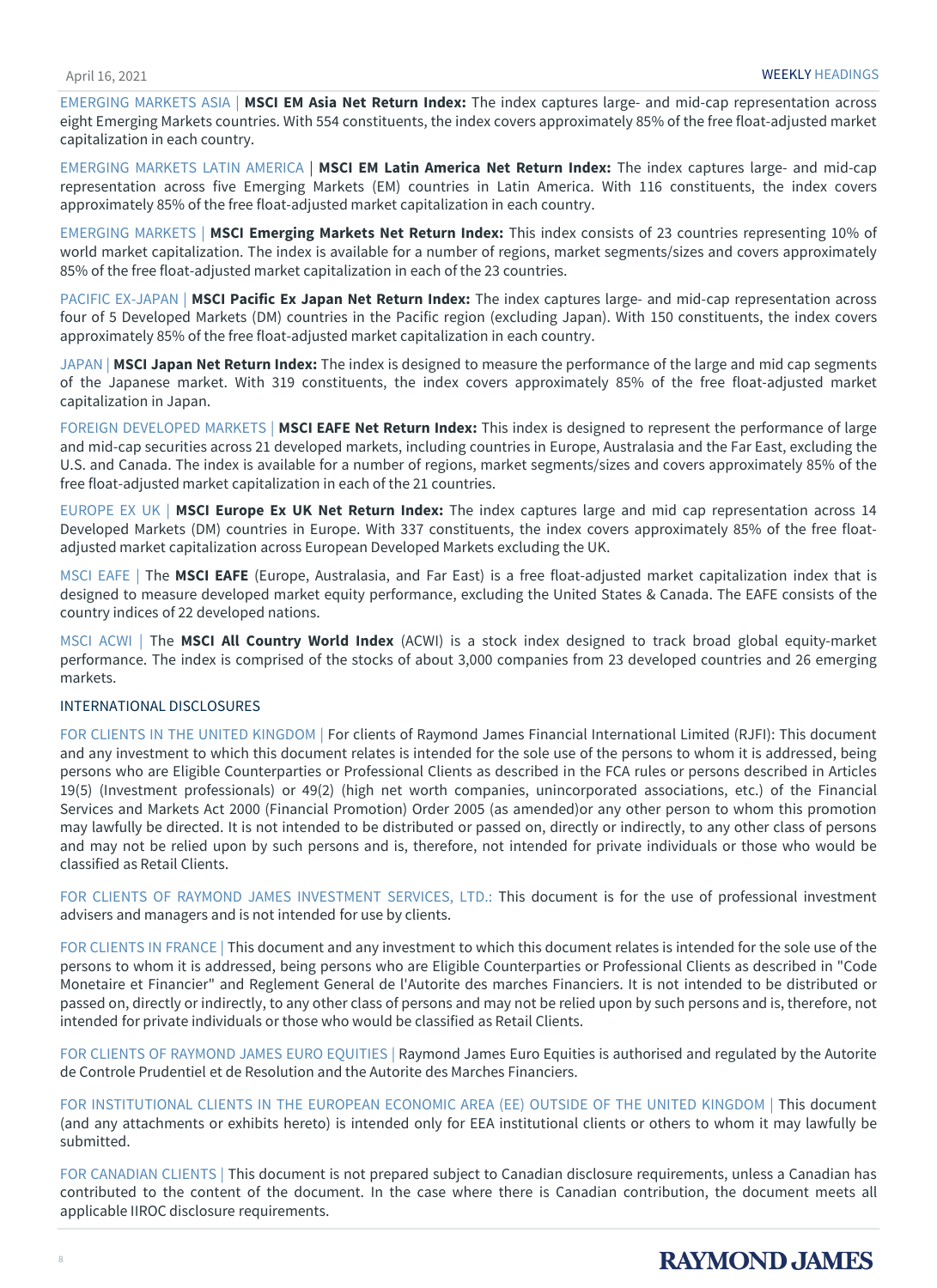EMERGING MARKETS ASIA | **MSCI EM Asia Net Return Index:** The index captures large- and mid-cap representation across eight Emerging Markets countries. With 554 constituents, the index covers approximately 85% of the free float-adjusted market capitalization in each country.

EMERGING MARKETS LATIN AMERICA | **MSCI EM Latin America Net Return Index:** The index captures large- and mid-cap representation across five Emerging Markets (EM) countries in Latin America. With 116 constituents, the index covers approximately 85% of the free float-adjusted market capitalization in each country.

EMERGING MARKETS | **MSCI Emerging Markets Net Return Index:** This index consists of 23 countries representing 10% of world market capitalization. The index is available for a number of regions, market segments/sizes and covers approximately 85% of the free float-adjusted market capitalization in each of the 23 countries.

PACIFIC EX-JAPAN | **MSCI Pacific Ex Japan Net Return Index:** The index captures large- and mid-cap representation across four of 5 Developed Markets (DM) countries in the Pacific region (excluding Japan). With 150 constituents, the index covers approximately 85% of the free float-adjusted market capitalization in each country.

JAPAN | **MSCI Japan Net Return Index:** The index is designed to measure the performance of the large and mid cap segments of the Japanese market. With 319 constituents, the index covers approximately 85% of the free float-adjusted market capitalization in Japan.

FOREIGN DEVELOPED MARKETS | **MSCI EAFE Net Return Index:** This index is designed to represent the performance of large and mid-cap securities across 21 developed markets, including countries in Europe, Australasia and the Far East, excluding the U.S. and Canada. The index is available for a number of regions, market segments/sizes and covers approximately 85% of the free float-adjusted market capitalization in each of the 21 countries.

EUROPE EX UK | **MSCI Europe Ex UK Net Return Index:** The index captures large and mid cap representation across 14 Developed Markets (DM) countries in Europe. With 337 constituents, the index covers approximately 85% of the free float-adjusted market capitalization across European Developed Markets excluding the UK.

MSCI EAFE | The **MSCI EAFE** (Europe, Australasia, and Far East) is a free float-adjusted market capitalization index that is designed to measure developed market equity performance, excluding the United States & Canada. The EAFE consists of the country indices of 22 developed nations.

MSCI ACWI | The **MSCI All Country World Index** (ACWI) is a stock index designed to track broad global equity-market performance. The index is comprised of the stocks of about 3,000 companies from 23 developed countries and 26 emerging markets.

## INTERNATIONAL DISCLOSURES

FOR CLIENTS IN THE UNITED KINGDOM | For clients of Raymond James Financial International Limited (RJFI): This document and any investment to which this document relates is intended for the sole use of the persons to whom it is addressed, being persons who are Eligible Counterparties or Professional Clients as described in the FCA rules or persons described in Articles 19(5) (Investment professionals) or 49(2) (high net worth companies, unincorporated associations, etc.) of the Financial Services and Markets Act 2000 (Financial Promotion) Order 2005 (as amended)or any other person to whom this promotion may lawfully be directed. It is not intended to be distributed or passed on, directly or indirectly, to any other class of persons and may not be relied upon by such persons and is, therefore, not intended for private individuals or those who would be classified as Retail Clients.

FOR CLIENTS OF RAYMOND JAMES INVESTMENT SERVICES, LTD.: This document is for the use of professional investment advisers and managers and is not intended for use by clients.

FOR CLIENTS IN FRANCE | This document and any investment to which this document relates is intended for the sole use of the persons to whom it is addressed, being persons who are Eligible Counterparties or Professional Clients as described in "Code Monetaire et Financier" and Reglement General de l'Autorite des marches Financiers. It is not intended to be distributed or passed on, directly or indirectly, to any other class of persons and may not be relied upon by such persons and is, therefore, not intended for private individuals or those who would be classified as Retail Clients.

FOR CLIENTS OF RAYMOND JAMES EURO EQUITIES | Raymond James Euro Equities is authorised and regulated by the Autorite de Controle Prudentiel et de Resolution and the Autorite des Marches Financiers.

FOR INSTITUTIONAL CLIENTS IN THE EUROPEAN ECONOMIC AREA (EE) OUTSIDE OF THE UNITED KINGDOM | This document (and any attachments or exhibits hereto) is intended only for EEA institutional clients or others to whom it may lawfully be submitted.

FOR CANADIAN CLIENTS | This document is not prepared subject to Canadian disclosure requirements, unless a Canadian has contributed to the content of the document. In the case where there is Canadian contribution, the document meets all applicable IIROC disclosure requirements.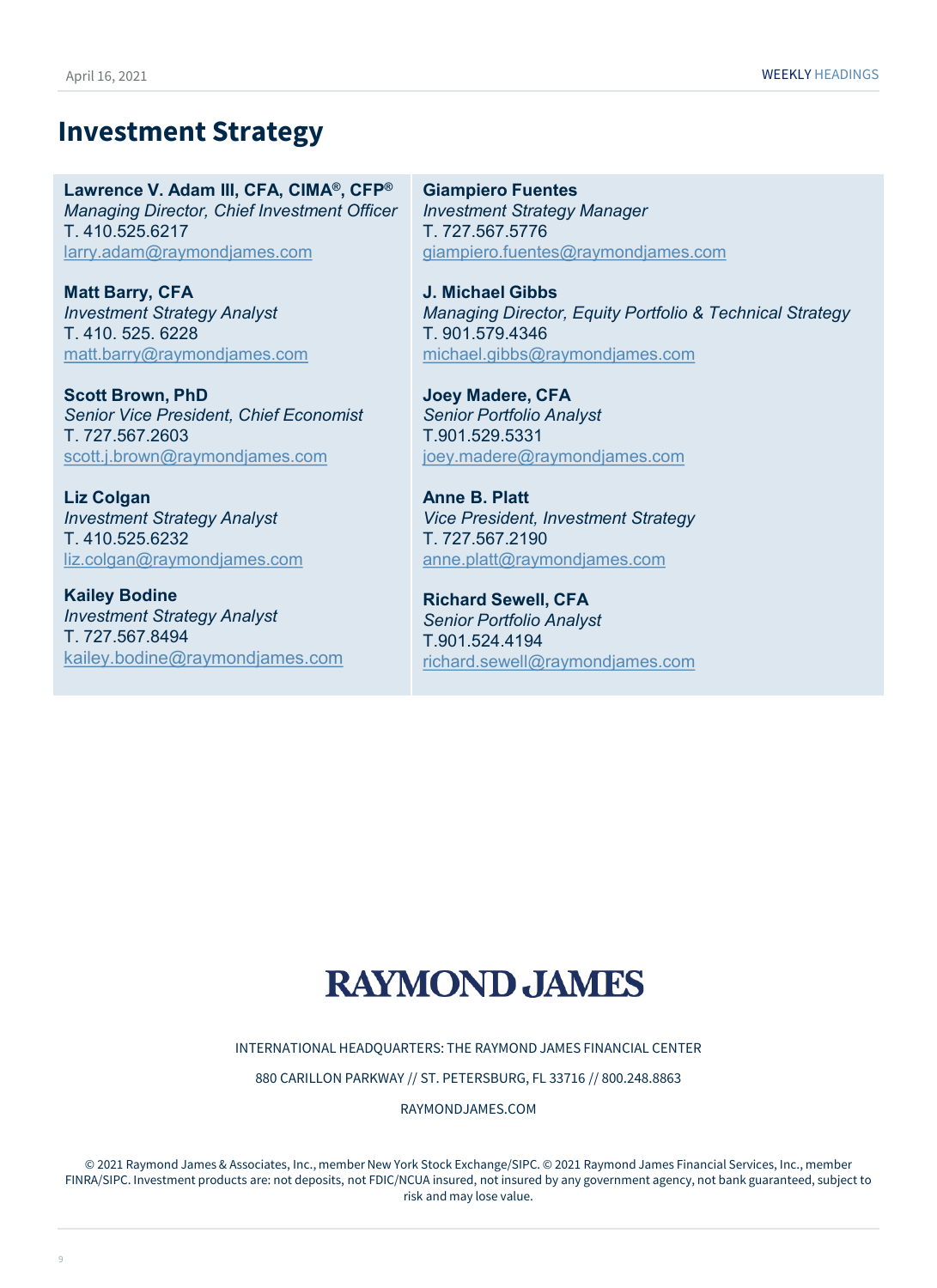## Investment Strategy

**Lawrence V. Adam III, CFA, CIMA®, CFP®**
*Managing Director, Chief Investment Officer*
T. 410.525.6217
larry.adam@raymondjames.com

**Matt Barry, CFA**
*Investment Strategy Analyst*
T. 410. 525. 6228
matt.barry@raymondjames.com

**Scott Brown, PhD**
*Senior Vice President, Chief Economist*
T. 727.567.2603
scott.j.brown@raymondjames.com

**Liz Colgan**
*Investment Strategy Analyst*
T. 410.525.6232
liz.colgan@raymondjames.com

**Kailey Bodine**
*Investment Strategy Analyst*
T. 727.567.8494
kailey.bodine@raymondjames.com

**Giampiero Fuentes**
*Investment Strategy Manager*
T. 727.567.5776
giampiero.fuentes@raymondjames.com

**J. Michael Gibbs**
*Managing Director, Equity Portfolio & Technical Strategy*
T. 901.579.4346
michael.gibbs@raymondjames.com

**Joey Madere, CFA**
*Senior Portfolio Analyst*
T.901.529.5331
joey.madere@raymondjames.com

**Anne B. Platt**
*Vice President, Investment Strategy*
T. 727.567.2190
anne.platt@raymondjames.com

**Richard Sewell, CFA**
*Senior Portfolio Analyst*
T.901.524.4194
richard.sewell@raymondjames.com

**RAYMOND JAMES**

INTERNATIONAL HEADQUARTERS: THE RAYMOND JAMES FINANCIAL CENTER

880 CARILLON PARKWAY // ST. PETERSBURG, FL 33716 // 800.248.8863

RAYMONDJAMES.COM

© 2021 Raymond James & Associates, Inc., member New York Stock Exchange/SIPC. © 2021 Raymond James Financial Services, Inc., member FINRA/SIPC. Investment products are: not deposits, not FDIC/NCUA insured, not insured by any government agency, not bank guaranteed, subject to risk and may lose value.